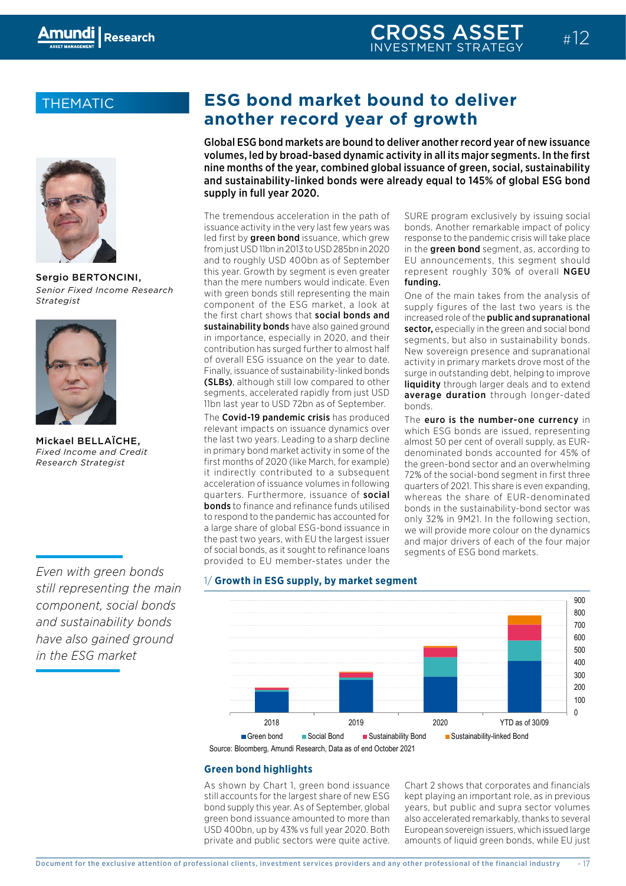THEMATIC

# ESG bond market bound to deliver another record year of growth

**Global ESG bond markets are bound to deliver another record year of new issuance volumes, led by broad-based dynamic activity in all its major segments. In the first nine months of the year, combined global issuance of green, social, sustainability and sustainability-linked bonds were already equal to 145% of global ESG bond supply in full year 2020.**

Sergio BERTONCINI,
*Senior Fixed Income Research Strategist*

Mickael BELLAÏCHE,
*Fixed Income and Credit Research Strategist*

The tremendous acceleration in the path of issuance activity in the very last few years was led first by **green bond** issuance, which grew from just USD 11bn in 2013 to USD 285bn in 2020 and to roughly USD 400bn as of September this year. Growth by segment is even greater than the mere numbers would indicate. Even with green bonds still representing the main component of the ESG market, a look at the first chart shows that **social bonds and sustainability bonds** have also gained ground in importance, especially in 2020, and their contribution has surged further to almost half of overall ESG issuance on the year to date. Finally, issuance of sustainability-linked bonds **(SLBs)**, although still low compared to other segments, accelerated rapidly from just USD 11bn last year to USD 72bn as of September.

The **Covid-19 pandemic crisis** has produced relevant impacts on issuance dynamics over the last two years. Leading to a sharp decline in primary bond market activity in some of the first months of 2020 (like March, for example) it indirectly contributed to a subsequent acceleration of issuance volumes in following quarters. Furthermore, issuance of **social bonds** to finance and refinance funds utilised to respond to the pandemic has accounted for a large share of global ESG-bond issuance in the past two years, with EU the largest issuer of social bonds, as it sought to refinance loans provided to EU member-states under the SURE program exclusively by issuing social bonds. Another remarkable impact of policy response to the pandemic crisis will take place in the **green bond** segment, as, according to EU announcements, this segment should represent roughly 30% of overall **NGEU funding.**

*Even with green bonds still representing the main component, social bonds and sustainability bonds have also gained ground in the ESG market*

One of the main takes from the analysis of supply figures of the last two years is the increased role of the **public and supranational sector,** especially in the green and social bond segments, but also in sustainability bonds. New sovereign presence and supranational activity in primary markets drove most of the surge in outstanding debt, helping to improve **liquidity** through larger deals and to extend **average duration** through longer-dated bonds.

The **euro is the number-one currency** in which ESG bonds are issued, representing almost 50 per cent of overall supply, as EUR-denominated bonds accounted for 45% of the green-bond sector and an overwhelming 72% of the social-bond segment in first three quarters of 2021. This share is even expanding, whereas the share of EUR-denominated bonds in the sustainability-bond sector was only 32% in 9M21. In the following section, we will provide more colour on the dynamics and major drivers of each of the four major segments of ESG bond markets.

**1/ Growth in ESG supply, by market segment**

Legend: Green bond, Social Bond, Sustainability Bond, Sustainability-linked Bond. X-axis: 2018, 2019, 2020, YTD as of 30/09. Y-axis: 0–900.

Source: Bloomberg, Amundi Research, Data as of end October 2021

## Green bond highlights

As shown by Chart 1, green bond issuance still accounts for the largest share of new ESG bond supply this year. As of September, global green bond issuance amounted to more than USD 400bn, up by 43% vs full year 2020. Both private and public sectors were quite active.

Chart 2 shows that corporates and financials kept playing an important role, as in previous years, but public and supra sector volumes also accelerated remarkably, thanks to several European sovereign issuers, which issued large amounts of liquid green bonds, while EU just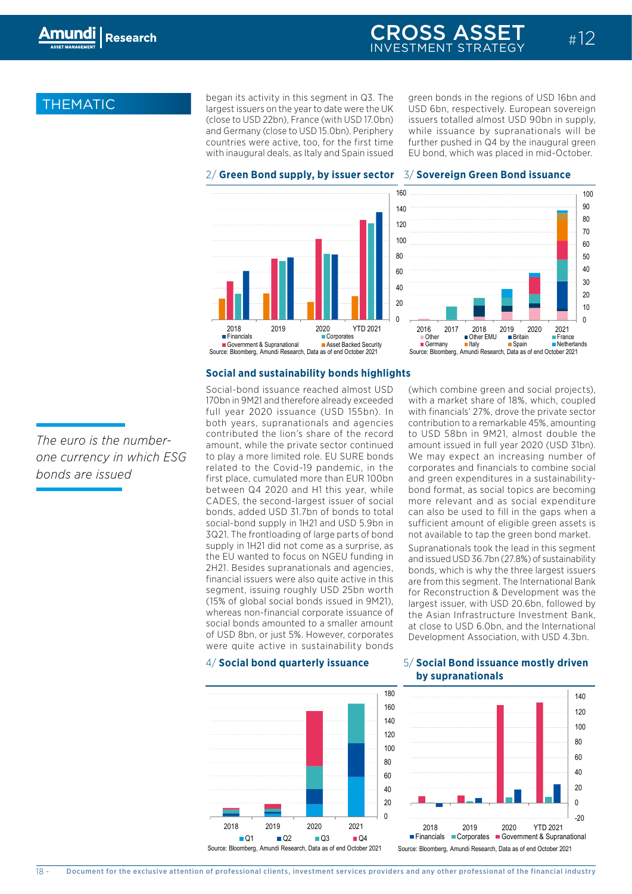THEMATIC

began its activity in this segment in Q3. The largest issuers on the year to date were the UK (close to USD 22bn), France (with USD 17.0bn) and Germany (close to USD 15.0bn). Periphery countries were active, too, for the first time with inaugural deals, as Italy and Spain issued green bonds in the regions of USD 16bn and USD 6bn, respectively. European sovereign issuers totalled almost USD 90bn in supply, while issuance by supranationals will be further pushed in Q4 by the inaugural green EU bond, which was placed in mid-October.

**2/ Green Bond supply, by issuer sector**

Source: Bloomberg, Amundi Research, Data as of end October 2021

**3/ Sovereign Green Bond issuance**

Source: Bloomberg, Amundi Research, Data as of end October 2021

### Social and sustainability bonds highlights

*The euro is the number-one currency in which ESG bonds are issued*

Social-bond issuance reached almost USD 170bn in 9M21 and therefore already exceeded full year 2020 issuance (USD 155bn). In both years, supranationals and agencies contributed the lion's share of the record amount, while the private sector continued to play a more limited role. EU SURE bonds related to the Covid-19 pandemic, in the first place, cumulated more than EUR 100bn between Q4 2020 and H1 this year, while CADES, the second-largest issuer of social bonds, added USD 31.7bn of bonds to total social-bond supply in 1H21 and USD 5.9bn in 3Q21. The frontloading of large parts of bond supply in 1H21 did not come as a surprise, as the EU wanted to focus on NGEU funding in 2H21. Besides supranationals and agencies, financial issuers were also quite active in this segment, issuing roughly USD 25bn worth (15% of global social bonds issued in 9M21), whereas non-financial corporate issuance of social bonds amounted to a smaller amount of USD 8bn, or just 5%. However, corporates were quite active in sustainability bonds (which combine green and social projects), with a market share of 18%, which, coupled with financials' 27%, drove the private sector contribution to a remarkable 45%, amounting to USD 58bn in 9M21, almost double the amount issued in full year 2020 (USD 31bn). We may expect an increasing number of corporates and financials to combine social and green expenditures in a sustainability-bond format, as social topics are becoming more relevant and as social expenditure can also be used to fill in the gaps when a sufficient amount of eligible green assets is not available to tap the green bond market.

Supranationals took the lead in this segment and issued USD 36.7bn (27.8%) of sustainability bonds, which is why the three largest issuers are from this segment. The International Bank for Reconstruction & Development was the largest issuer, with USD 20.6bn, followed by the Asian Infrastructure Investment Bank, at close to USD 6.0bn, and the International Development Association, with USD 4.3bn.

**4/ Social bond quarterly issuance**

Source: Bloomberg, Amundi Research, Data as of end October 2021

**5/ Social Bond issuance mostly driven by supranationals**

Source: Bloomberg, Amundi Research, Data as of end October 2021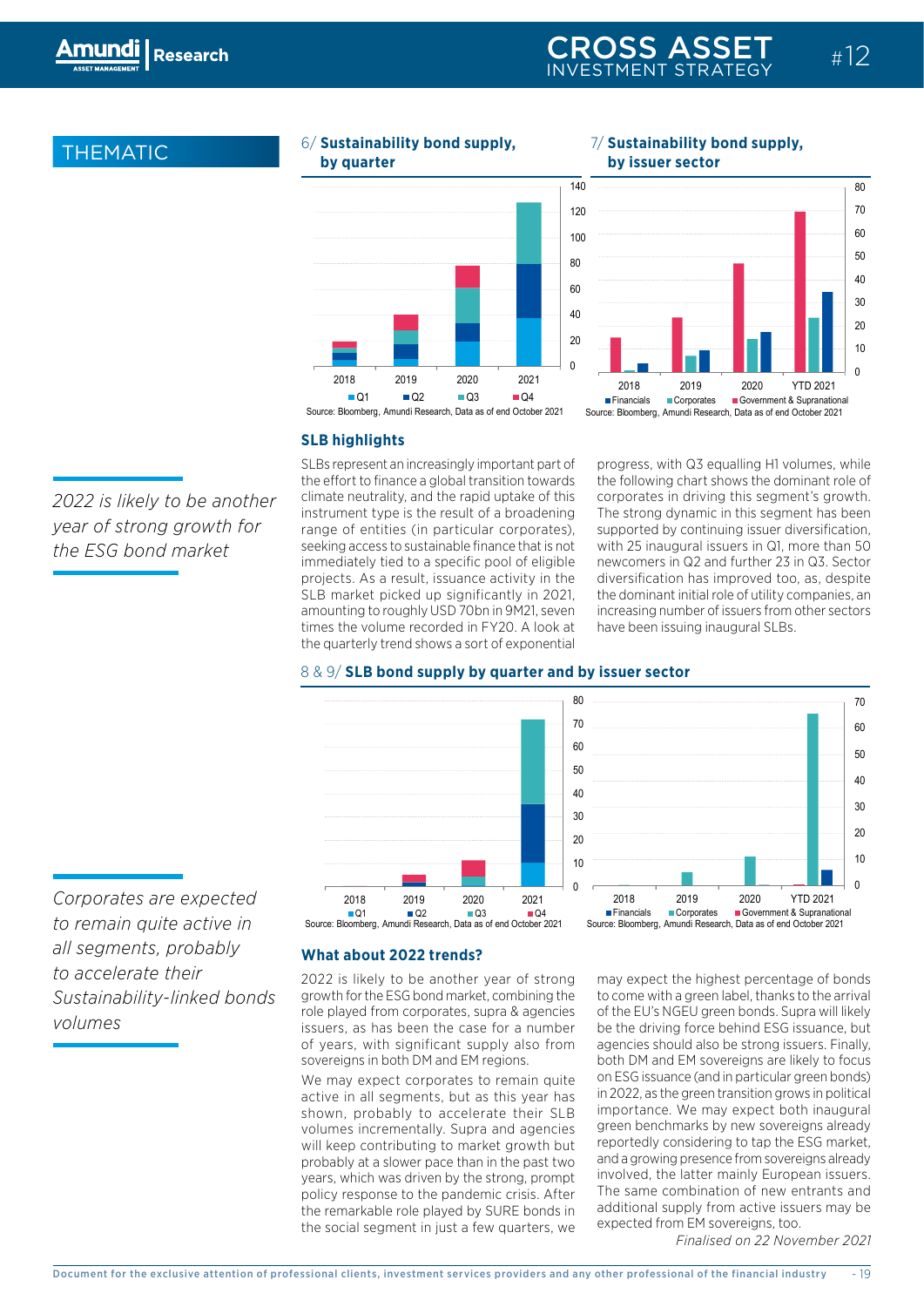## THEMATIC

### 6/ Sustainability bond supply, by quarter

Source: Bloomberg, Amundi Research, Data as of end October 2021

### 7/ Sustainability bond supply, by issuer sector

Source: Bloomberg, Amundi Research, Data as of end October 2021

### SLB highlights

*2022 is likely to be another year of strong growth for the ESG bond market*

SLBs represent an increasingly important part of the effort to finance a global transition towards climate neutrality, and the rapid uptake of this instrument type is the result of a broadening range of entities (in particular corporates), seeking access to sustainable finance that is not immediately tied to a specific pool of eligible projects. As a result, issuance activity in the SLB market picked up significantly in 2021, amounting to roughly USD 70bn in 9M21, seven times the volume recorded in FY20. A look at the quarterly trend shows a sort of exponential progress, with Q3 equalling H1 volumes, while the following chart shows the dominant role of corporates in driving this segment's growth. The strong dynamic in this segment has been supported by continuing issuer diversification, with 25 inaugural issuers in Q1, more than 50 newcomers in Q2 and further 23 in Q3. Sector diversification has improved too, as, despite the dominant initial role of utility companies, an increasing number of issuers from other sectors have been issuing inaugural SLBs.

### 8 & 9/ SLB bond supply by quarter and by issuer sector

Source: Bloomberg, Amundi Research, Data as of end October 2021

Source: Bloomberg, Amundi Research, Data as of end October 2021

### What about 2022 trends?

*Corporates are expected to remain quite active in all segments, probably to accelerate their Sustainability-linked bonds volumes*

2022 is likely to be another year of strong growth for the ESG bond market, combining the role played from corporates, supra & agencies issuers, as has been the case for a number of years, with significant supply also from sovereigns in both DM and EM regions.

We may expect corporates to remain quite active in all segments, but as this year has shown, probably to accelerate their SLB volumes incrementally. Supra and agencies will keep contributing to market growth but probably at a slower pace than in the past two years, which was driven by the strong, prompt policy response to the pandemic crisis. After the remarkable role played by SURE bonds in the social segment in just a few quarters, we may expect the highest percentage of bonds to come with a green label, thanks to the arrival of the EU's NGEU green bonds. Supra will likely be the driving force behind ESG issuance, but agencies should also be strong issuers. Finally, both DM and EM sovereigns are likely to focus on ESG issuance (and in particular green bonds) in 2022, as the green transition grows in political importance. We may expect both inaugural green benchmarks by new sovereigns already reportedly considering to tap the ESG market, and a growing presence from sovereigns already involved, the latter mainly European issuers. The same combination of new entrants and additional supply from active issuers may be expected from EM sovereigns, too.

*Finalised on 22 November 2021*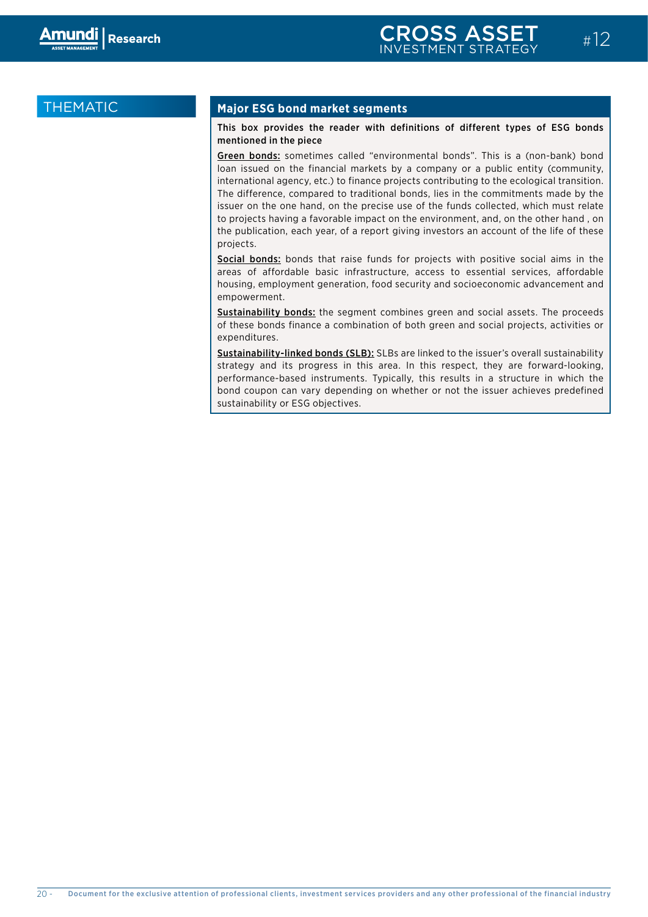THEMATIC

## Major ESG bond market segments

**This box provides the reader with definitions of different types of ESG bonds mentioned in the piece**

**Green bonds:** sometimes called "environmental bonds". This is a (non-bank) bond loan issued on the financial markets by a company or a public entity (community, international agency, etc.) to finance projects contributing to the ecological transition. The difference, compared to traditional bonds, lies in the commitments made by the issuer on the one hand, on the precise use of the funds collected, which must relate to projects having a favorable impact on the environment, and, on the other hand , on the publication, each year, of a report giving investors an account of the life of these projects.

**Social bonds:** bonds that raise funds for projects with positive social aims in the areas of affordable basic infrastructure, access to essential services, affordable housing, employment generation, food security and socioeconomic advancement and empowerment.

**Sustainability bonds:** the segment combines green and social assets. The proceeds of these bonds finance a combination of both green and social projects, activities or expenditures.

**Sustainability-linked bonds (SLB):** SLBs are linked to the issuer's overall sustainability strategy and its progress in this area. In this respect, they are forward-looking, performance-based instruments. Typically, this results in a structure in which the bond coupon can vary depending on whether or not the issuer achieves predefined sustainability or ESG objectives.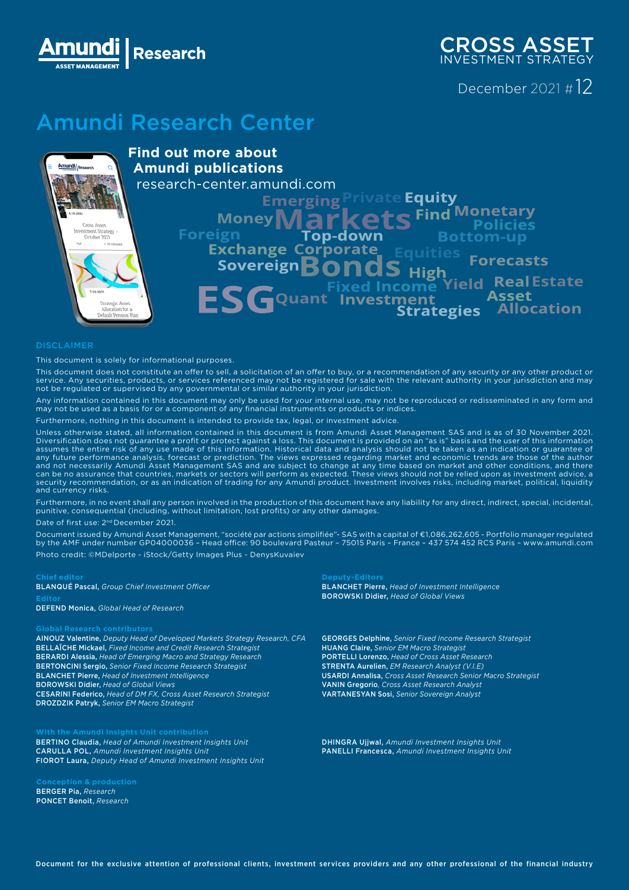Amundi ASSET MANAGEMENT | Research

# CROSS ASSET INVESTMENT STRATEGY

December 2021 #12

# Amundi Research Center

## Find out more about Amundi publications

research-center.amundi.com

Emerging Private Equity Money Markets Find Monetary Policies Foreign Top-down Bottom-up Exchange Corporate Equities Sovereign Bonds Forecasts High Yield Real Estate Fixed Income ESG Quant Investment Strategies Asset Allocation

### DISCLAIMER

This document is solely for informational purposes.

This document does not constitute an offer to sell, a solicitation of an offer to buy, or a recommendation of any security or any other product or service. Any securities, products, or services referenced may not be registered for sale with the relevant authority in your jurisdiction and may not be regulated or supervised by any governmental or similar authority in your jurisdiction.

Any information contained in this document may only be used for your internal use, may not be reproduced or redisseminated in any form and may not be used as a basis for or a component of any financial instruments or products or indices.

Furthermore, nothing in this document is intended to provide tax, legal, or investment advice.

Unless otherwise stated, all information contained in this document is from Amundi Asset Management SAS and is as of 30 November 2021. Diversification does not guarantee a profit or protect against a loss. This document is provided on an "as is" basis and the user of this information assumes the entire risk of any use made of this information. Historical data and analysis should not be taken as an indication or guarantee of any future performance analysis, forecast or prediction. The views expressed regarding market and economic trends are those of the author and not necessarily Amundi Asset Management SAS and are subject to change at any time based on market and other conditions, and there can be no assurance that countries, markets or sectors will perform as expected. These views should not be relied upon as investment advice, a security recommendation, or as an indication of trading for any Amundi product. Investment involves risks, including market, political, liquidity and currency risks.

Furthermore, in no event shall any person involved in the production of this document have any liability for any direct, indirect, special, incidental, punitive, consequential (including, without limitation, lost profits) or any other damages.

Date of first use: 2nd December 2021.

Document issued by Amundi Asset Management, "société par actions simplifiée"- SAS with a capital of €1,086,262,605 - Portfolio manager regulated by the AMF under number GP04000036 – Head office: 90 boulevard Pasteur – 75015 Paris – France – 437 574 452 RCS Paris – www.amundi.com

Photo credit: ©MDelporte - iStock/Getty Images Plus - DenysKuvaiev

**Chief editor**
**BLANQUÉ Pascal**, *Group Chief Investment Officer*

**Editor**
**DEFEND Monica**, *Global Head of Research*

**Deputy-Editors**
**BLANCHET Pierre**, *Head of Investment Intelligence*
**BOROWSKI Didier**, *Head of Global Views*

**Global Research contributors**
**AINOUZ Valentine**, *Deputy Head of Developed Markets Strategy Research, CFA*
**BELLAÏCHE Mickael**, *Fixed Income and Credit Research Strategist*
**BERARDI Alessia**, *Head of Emerging Macro and Strategy Research*
**BERTONCINI Sergio**, *Senior Fixed Income Research Strategist*
**BLANCHET Pierre**, *Head of Investment Intelligence*
**BOROWSKI Didier**, *Head of Global Views*
**CESARINI Federico**, *Head of DM FX, Cross Asset Research Strategist*
**DROZDZIK Patryk**, *Senior EM Macro Strategist*
**GEORGES Delphine**, *Senior Fixed Income Research Strategist*
**HUANG Claire**, *Senior EM Macro Strategist*
**PORTELLI Lorenzo**, *Head of Cross Asset Research*
**STRENTA Aurelien**, *EM Research Analyst (V.I.E)*
**USARDI Annalisa**, *Cross Asset Research Senior Macro Strategist*
**VANIN Gregorio**, *Cross Asset Research Analyst*
**VARTANESYAN Sosi**, *Senior Sovereign Analyst*

**With the Amundi Insights Unit contribution**
**BERTINO Claudia**, *Head of Amundi Investment Insights Unit*
**CARULLA POL**, *Amundi Investment Insights Unit*
**FIOROT Laura**, *Deputy Head of Amundi Investment Insights Unit*
**DHINGRA Ujjwal**, *Amundi Investment Insights Unit*
**PANELLI Francesca**, *Amundi Investment Insights Unit*

**Conception & production**
**BERGER Pia**, *Research*
**PONCET Benoit**, *Research*

**Document for the exclusive attention of professional clients, investment services providers and any other professional of the financial industry**